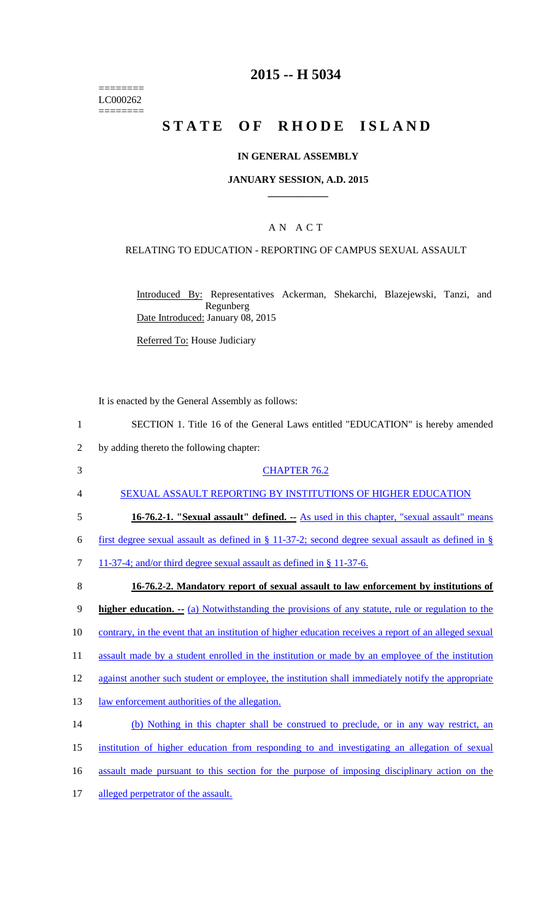========
LC000262
========

# 2015 -- H 5034

# STATE OF RHODE ISLAND

## IN GENERAL ASSEMBLY

### JANUARY SESSION, A.D. 2015

## A N A C T

### RELATING TO EDUCATION - REPORTING OF CAMPUS SEXUAL ASSAULT

Introduced By: Representatives Ackerman, Shekarchi, Blazejewski, Tanzi, and Regunberg

Date Introduced: January 08, 2015

Referred To: House Judiciary

It is enacted by the General Assembly as follows:

1 SECTION 1. Title 16 of the General Laws entitled "EDUCATION" is hereby amended
2 by adding thereto the following chapter:

3 CHAPTER 76.2

4 SEXUAL ASSAULT REPORTING BY INSTITUTIONS OF HIGHER EDUCATION

5 **16-76.2-1. "Sexual assault" defined. --** As used in this chapter, "sexual assault" means
6 first degree sexual assault as defined in § 11-37-2; second degree sexual assault as defined in §
7 11-37-4; and/or third degree sexual assault as defined in § 11-37-6.

8 **16-76.2-2. Mandatory report of sexual assault to law enforcement by institutions of**
9 **higher education. --** (a) Notwithstanding the provisions of any statute, rule or regulation to the
10 contrary, in the event that an institution of higher education receives a report of an alleged sexual
11 assault made by a student enrolled in the institution or made by an employee of the institution
12 against another such student or employee, the institution shall immediately notify the appropriate
13 law enforcement authorities of the allegation.

14 (b) Nothing in this chapter shall be construed to preclude, or in any way restrict, an
15 institution of higher education from responding to and investigating an allegation of sexual
16 assault made pursuant to this section for the purpose of imposing disciplinary action on the
17 alleged perpetrator of the assault.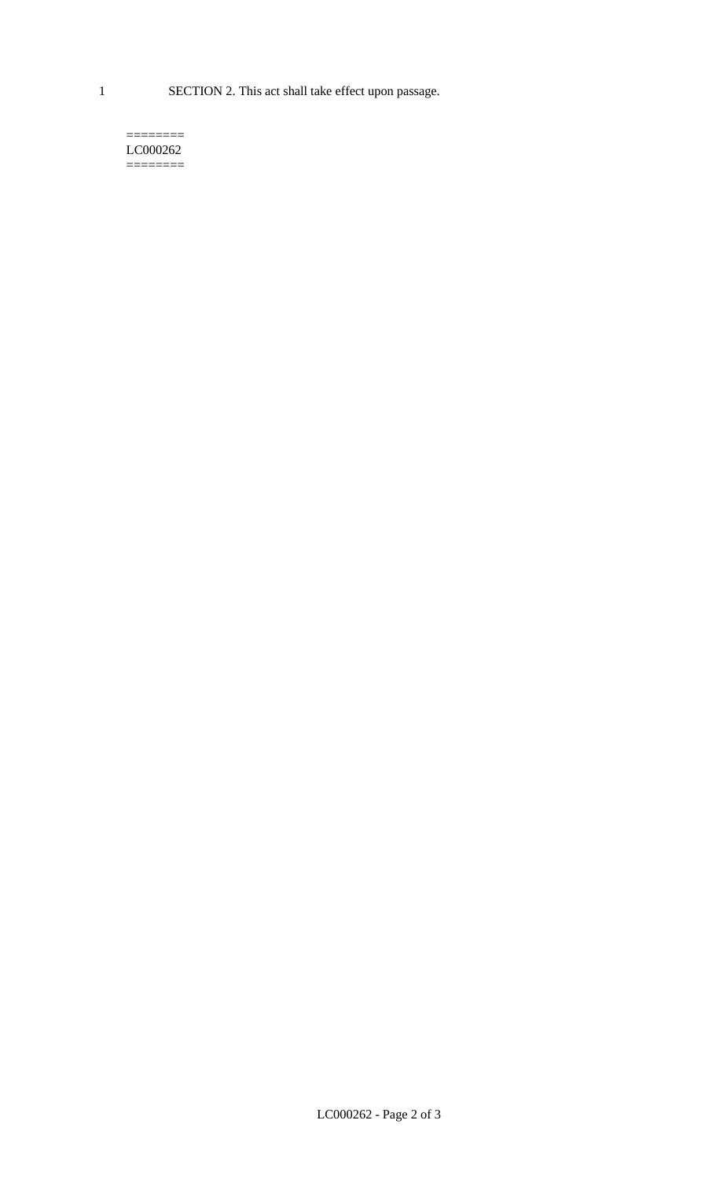1 SECTION 2. This act shall take effect upon passage.

========
LC000262
========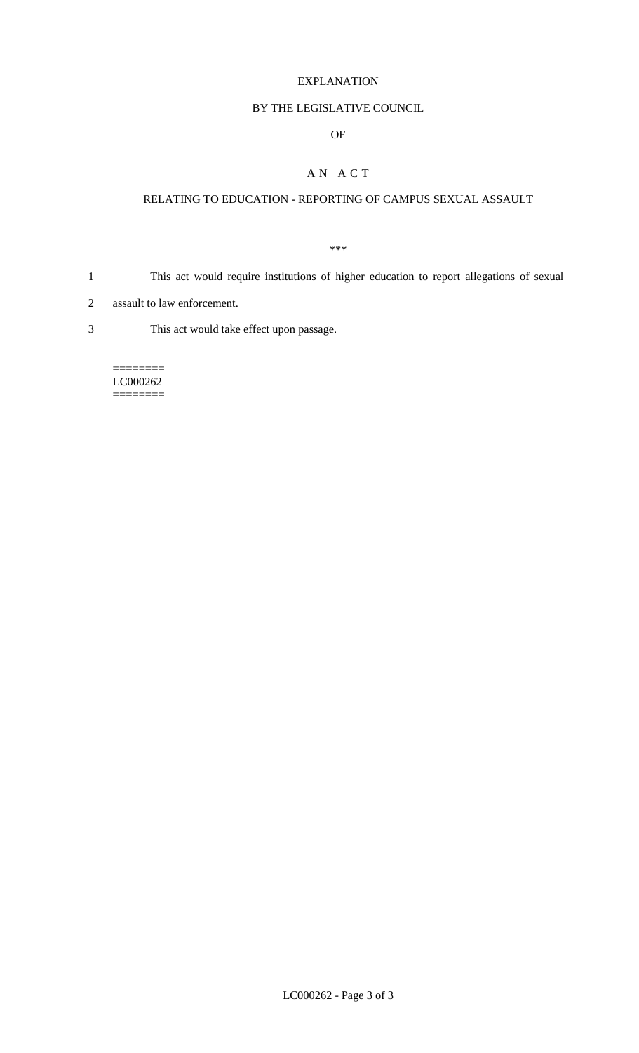EXPLANATION

BY THE LEGISLATIVE COUNCIL

OF

A N A C T

RELATING TO EDUCATION - REPORTING OF CAMPUS SEXUAL ASSAULT

\*\*\*

1 This act would require institutions of higher education to report allegations of sexual

2 assault to law enforcement.

3 This act would take effect upon passage.

========
LC000262
========